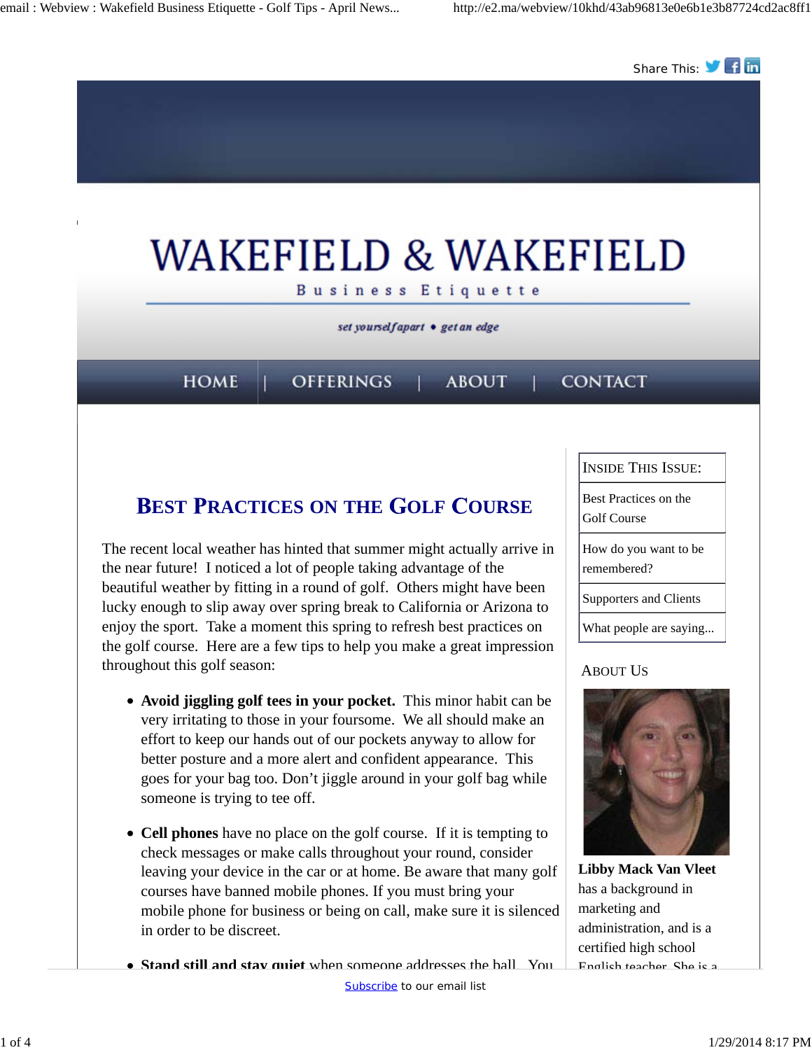Share This:

# WAKEFIELD & WAKEFIELD

Business Etiquette

*set yourself apart • get an edge*

HOME | OFFERINGS | ABOUT | CONTACT

## Best Practices on the Golf Course

The recent local weather has hinted that summer might actually arrive in the near future! I noticed a lot of people taking advantage of the beautiful weather by fitting in a round of golf. Others might have been lucky enough to slip away over spring break to California or Arizona to enjoy the sport. Take a moment this spring to refresh best practices on the golf course. Here are a few tips to help you make a great impression throughout this golf season:

- **Avoid jiggling golf tees in your pocket.** This minor habit can be very irritating to those in your foursome. We all should make an effort to keep our hands out of our pockets anyway to allow for better posture and a more alert and confident appearance. This goes for your bag too. Don't jiggle around in your golf bag while someone is trying to tee off.

- **Cell phones** have no place on the golf course. If it is tempting to check messages or make calls throughout your round, consider leaving your device in the car or at home. Be aware that many golf courses have banned mobile phones. If you must bring your mobile phone for business or being on call, make sure it is silenced in order to be discreet.

- **Stand still and stay quiet** when someone addresses the ball. You

| Inside This Issue: |
|---|
| Best Practices on the Golf Course |
| How do you want to be remembered? |
| Supporters and Clients |
| What people are saying... |

### About Us

**Libby Mack Van Vleet** has a background in marketing and administration, and is a certified high school English teacher. She is a

Subscribe to our email list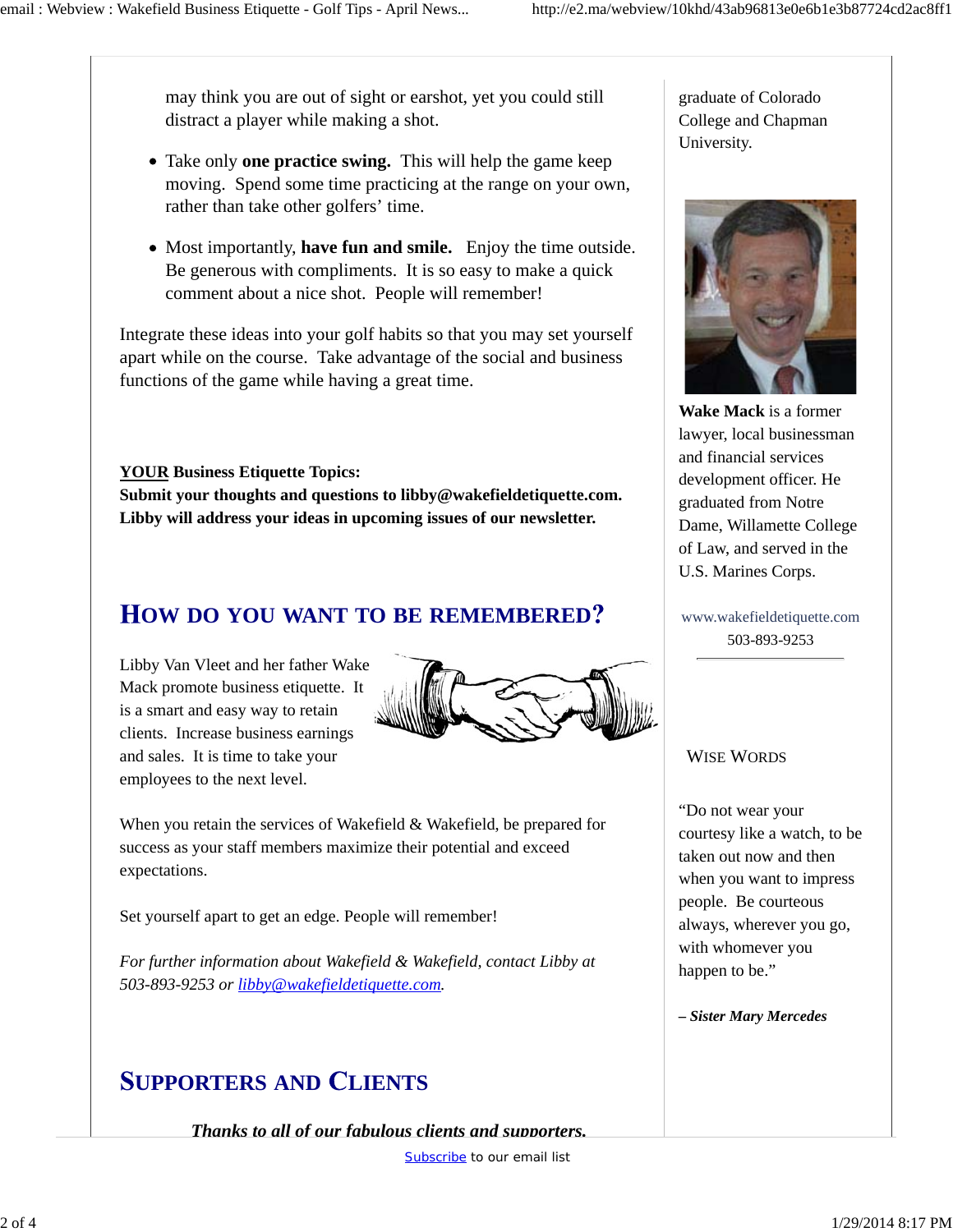may think you are out of sight or earshot, yet you could still distract a player while making a shot.

- Take only **one practice swing.** This will help the game keep moving. Spend some time practicing at the range on your own, rather than take other golfers' time.
- Most importantly, **have fun and smile.** Enjoy the time outside. Be generous with compliments. It is so easy to make a quick comment about a nice shot. People will remember!

Integrate these ideas into your golf habits so that you may set yourself apart while on the course. Take advantage of the social and business functions of the game while having a great time.

**YOUR Business Etiquette Topics:**
**Submit your thoughts and questions to libby@wakefieldetiquette.com. Libby will address your ideas in upcoming issues of our newsletter.**

## How do you want to be remembered?

Libby Van Vleet and her father Wake Mack promote business etiquette. It is a smart and easy way to retain clients. Increase business earnings and sales. It is time to take your employees to the next level.

When you retain the services of Wakefield & Wakefield, be prepared for success as your staff members maximize their potential and exceed expectations.

Set yourself apart to get an edge. People will remember!

*For further information about Wakefield & Wakefield, contact Libby at 503-893-9253 or libby@wakefieldetiquette.com.*

## Supporters and Clients

***Thanks to all of our fabulous clients and supporters.***

graduate of Colorado College and Chapman University.

**Wake Mack** is a former lawyer, local businessman and financial services development officer. He graduated from Notre Dame, Willamette College of Law, and served in the U.S. Marines Corps.

www.wakefieldetiquette.com
503-893-9253

### Wise Words

"Do not wear your courtesy like a watch, to be taken out now and then when you want to impress people. Be courteous always, wherever you go, with whomever you happen to be."

***– Sister Mary Mercedes***

Subscribe to our email list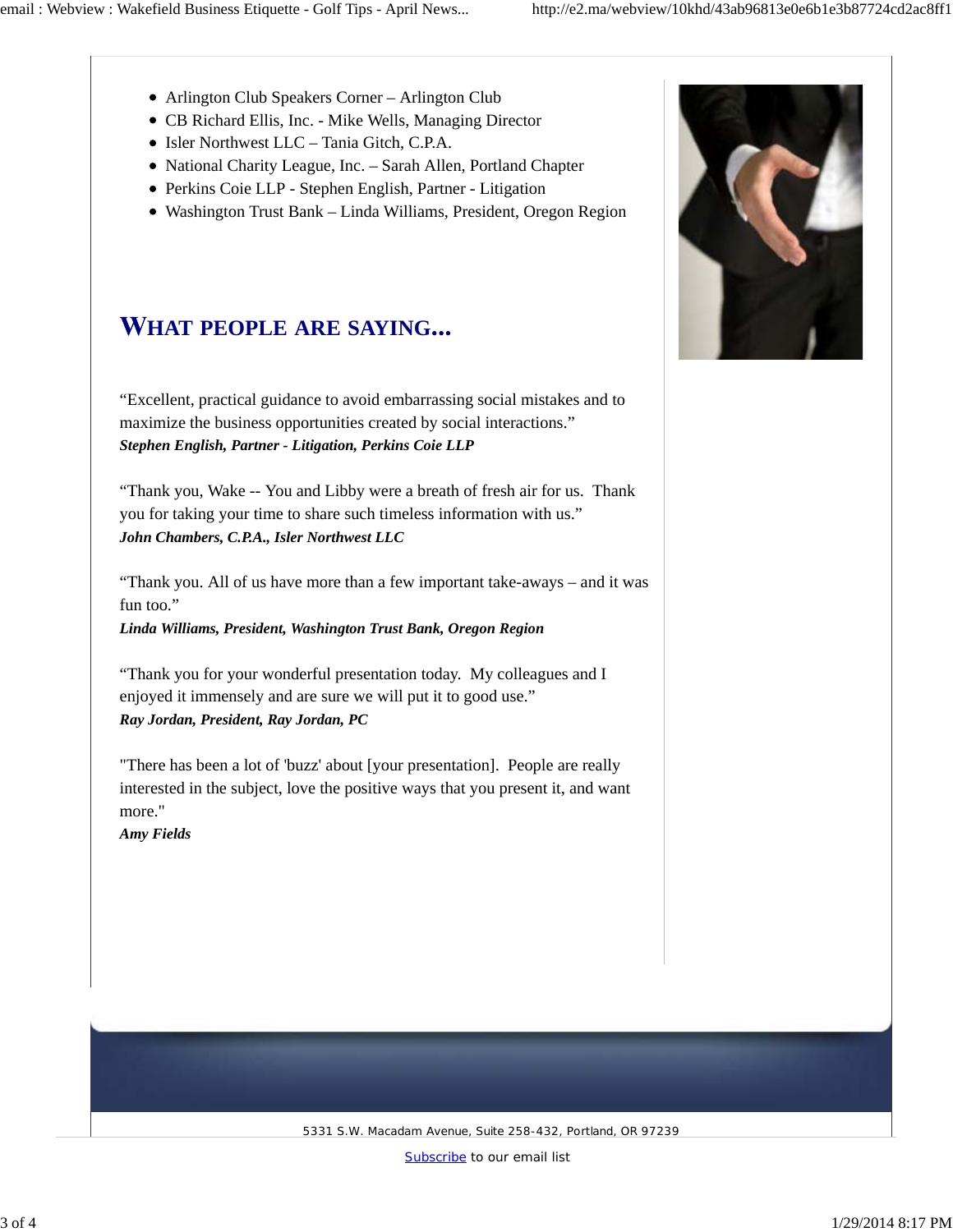- Arlington Club Speakers Corner – Arlington Club
- CB Richard Ellis, Inc. - Mike Wells, Managing Director
- Isler Northwest LLC – Tania Gitch, C.P.A.
- National Charity League, Inc. – Sarah Allen, Portland Chapter
- Perkins Coie LLP - Stephen English, Partner - Litigation
- Washington Trust Bank – Linda Williams, President, Oregon Region

## WHAT PEOPLE ARE SAYING...

“Excellent, practical guidance to avoid embarrassing social mistakes and to maximize the business opportunities created by social interactions.”
***Stephen English, Partner - Litigation, Perkins Coie LLP***

“Thank you, Wake -- You and Libby were a breath of fresh air for us. Thank you for taking your time to share such timeless information with us.”
***John Chambers, C.P.A., Isler Northwest LLC***

“Thank you. All of us have more than a few important take-aways – and it was fun too.”
***Linda Williams, President, Washington Trust Bank, Oregon Region***

“Thank you for your wonderful presentation today. My colleagues and I enjoyed it immensely and are sure we will put it to good use.”
***Ray Jordan, President, Ray Jordan, PC***

"There has been a lot of 'buzz' about [your presentation]. People are really interested in the subject, love the positive ways that you present it, and want more."
***Amy Fields***

5331 S.W. Macadam Avenue, Suite 258-432, Portland, OR 97239

Subscribe to our email list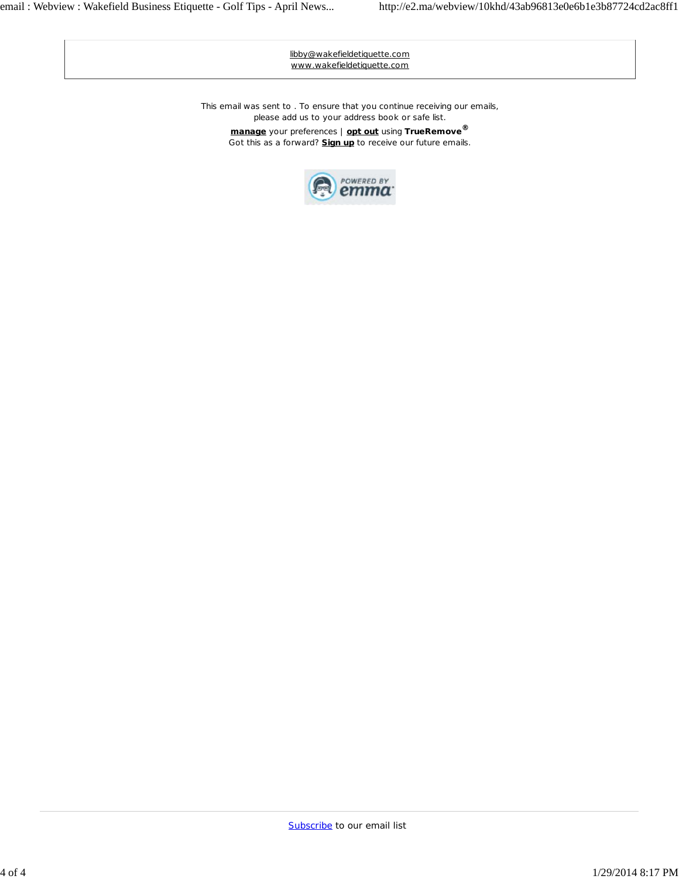libby@wakefieldetiquette.com
www.wakefieldetiquette.com

This email was sent to . To ensure that you continue receiving our emails, please add us to your address book or safe list.

**manage** your preferences | **opt out** using **TrueRemove®**
Got this as a forward? **Sign up** to receive our future emails.

POWERED BY emma

Subscribe to our email list